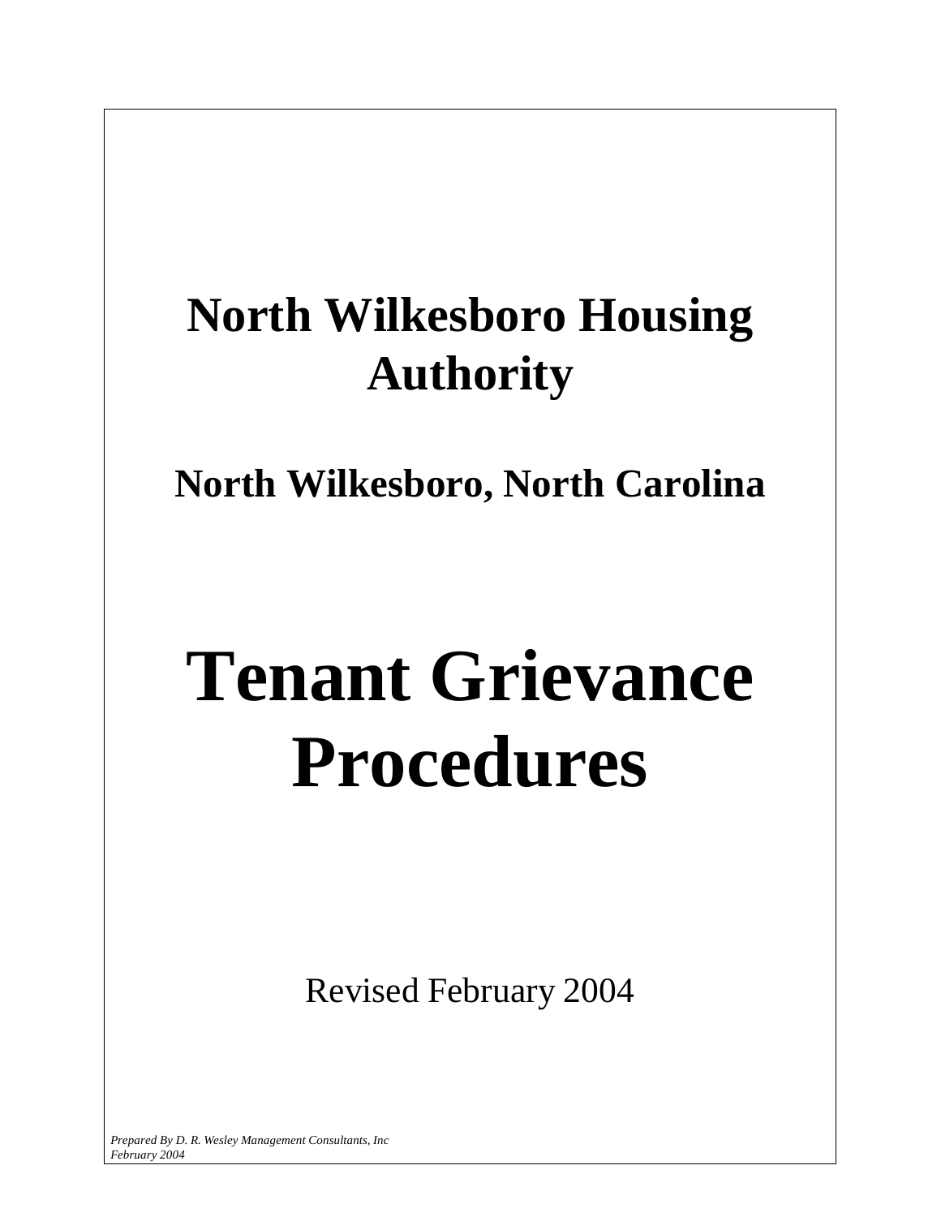# North Wilkesboro Housing Authority

## North Wilkesboro, North Carolina

# Tenant Grievance Procedures

Revised February 2004

*Prepared By D. R. Wesley Management Consultants, Inc*
*February 2004*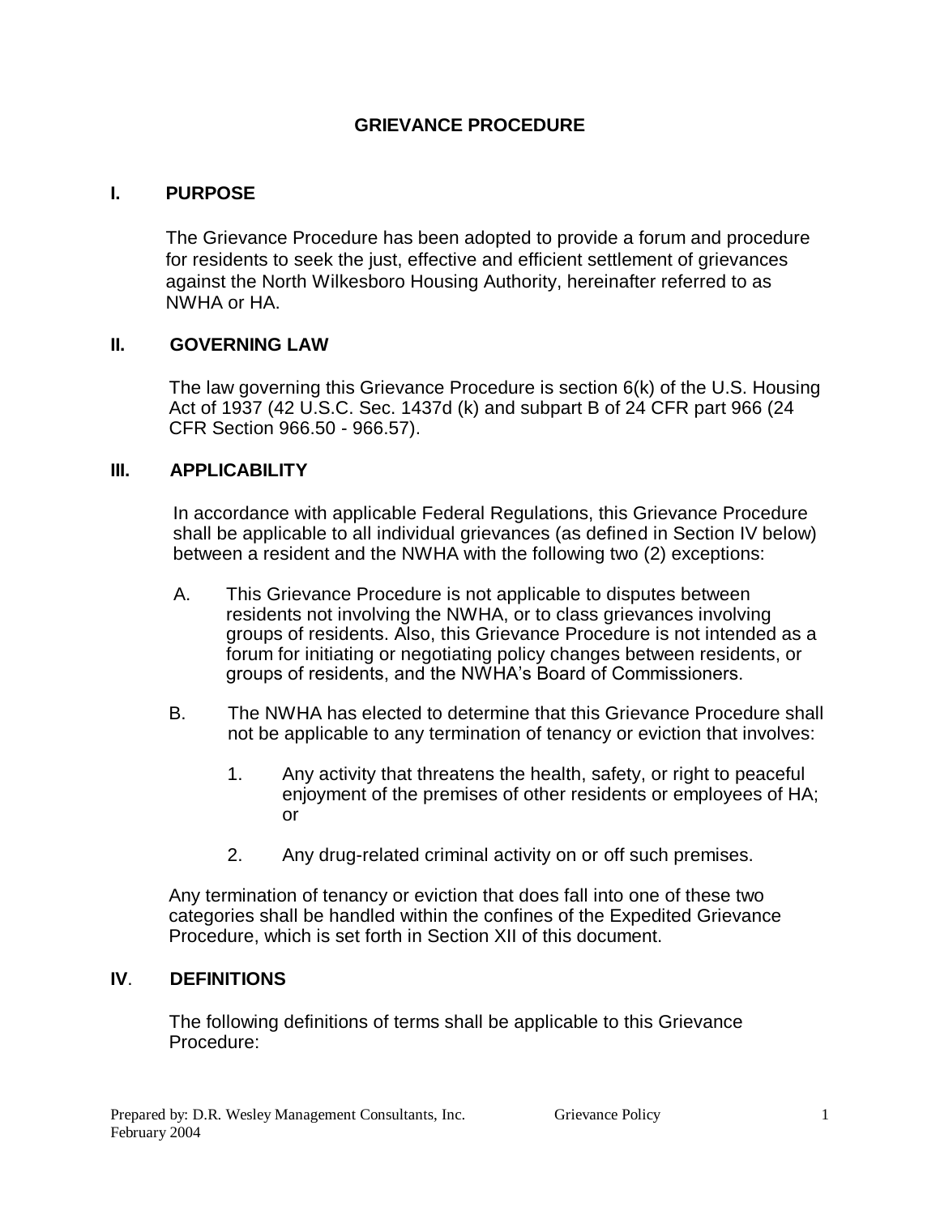# GRIEVANCE PROCEDURE

## I. PURPOSE

The Grievance Procedure has been adopted to provide a forum and procedure for residents to seek the just, effective and efficient settlement of grievances against the North Wilkesboro Housing Authority, hereinafter referred to as NWHA or HA.

## II. GOVERNING LAW

The law governing this Grievance Procedure is section 6(k) of the U.S. Housing Act of 1937 (42 U.S.C. Sec. 1437d (k) and subpart B of 24 CFR part 966 (24 CFR Section 966.50 - 966.57).

## III. APPLICABILITY

In accordance with applicable Federal Regulations, this Grievance Procedure shall be applicable to all individual grievances (as defined in Section IV below) between a resident and the NWHA with the following two (2) exceptions:

A. This Grievance Procedure is not applicable to disputes between residents not involving the NWHA, or to class grievances involving groups of residents. Also, this Grievance Procedure is not intended as a forum for initiating or negotiating policy changes between residents, or groups of residents, and the NWHA's Board of Commissioners.

B. The NWHA has elected to determine that this Grievance Procedure shall not be applicable to any termination of tenancy or eviction that involves:

1. Any activity that threatens the health, safety, or right to peaceful enjoyment of the premises of other residents or employees of HA; or

2. Any drug-related criminal activity on or off such premises.

Any termination of tenancy or eviction that does fall into one of these two categories shall be handled within the confines of the Expedited Grievance Procedure, which is set forth in Section XII of this document.

## IV. DEFINITIONS

The following definitions of terms shall be applicable to this Grievance Procedure: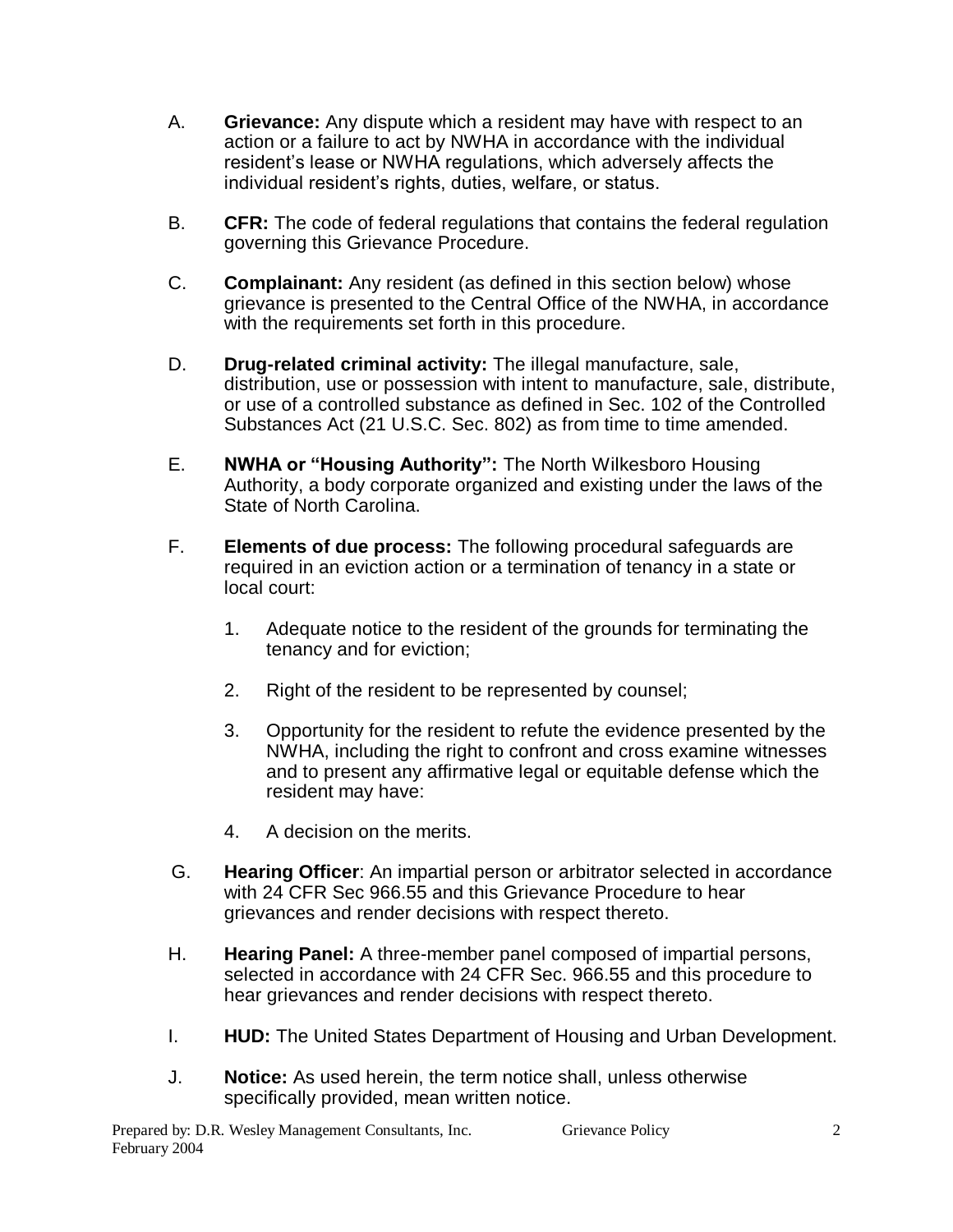A. **Grievance:** Any dispute which a resident may have with respect to an action or a failure to act by NWHA in accordance with the individual resident's lease or NWHA regulations, which adversely affects the individual resident's rights, duties, welfare, or status.

B. **CFR:** The code of federal regulations that contains the federal regulation governing this Grievance Procedure.

C. **Complainant:** Any resident (as defined in this section below) whose grievance is presented to the Central Office of the NWHA, in accordance with the requirements set forth in this procedure.

D. **Drug-related criminal activity:** The illegal manufacture, sale, distribution, use or possession with intent to manufacture, sale, distribute, or use of a controlled substance as defined in Sec. 102 of the Controlled Substances Act (21 U.S.C. Sec. 802) as from time to time amended.

E. **NWHA or "Housing Authority":** The North Wilkesboro Housing Authority, a body corporate organized and existing under the laws of the State of North Carolina.

F. **Elements of due process:** The following procedural safeguards are required in an eviction action or a termination of tenancy in a state or local court:

   1. Adequate notice to the resident of the grounds for terminating the tenancy and for eviction;

   2. Right of the resident to be represented by counsel;

   3. Opportunity for the resident to refute the evidence presented by the NWHA, including the right to confront and cross examine witnesses and to present any affirmative legal or equitable defense which the resident may have:

   4. A decision on the merits.

G. **Hearing Officer**: An impartial person or arbitrator selected in accordance with 24 CFR Sec 966.55 and this Grievance Procedure to hear grievances and render decisions with respect thereto.

H. **Hearing Panel:** A three-member panel composed of impartial persons, selected in accordance with 24 CFR Sec. 966.55 and this procedure to hear grievances and render decisions with respect thereto.

I. **HUD:** The United States Department of Housing and Urban Development.

J. **Notice:** As used herein, the term notice shall, unless otherwise specifically provided, mean written notice.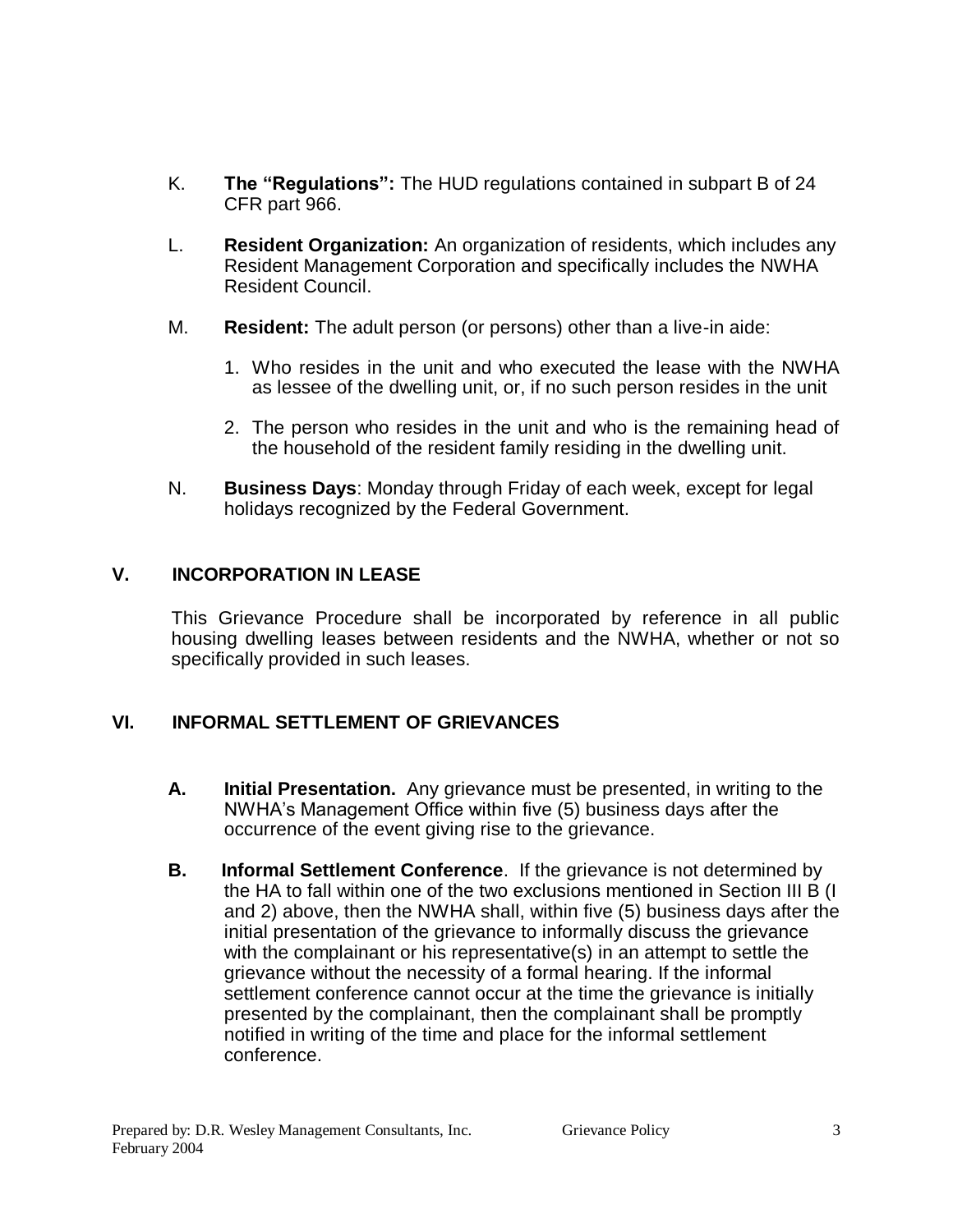K. **The "Regulations":** The HUD regulations contained in subpart B of 24 CFR part 966.

L. **Resident Organization:** An organization of residents, which includes any Resident Management Corporation and specifically includes the NWHA Resident Council.

M. **Resident:** The adult person (or persons) other than a live-in aide:

1. Who resides in the unit and who executed the lease with the NWHA as lessee of the dwelling unit, or, if no such person resides in the unit
2. The person who resides in the unit and who is the remaining head of the household of the resident family residing in the dwelling unit.

N. **Business Days**: Monday through Friday of each week, except for legal holidays recognized by the Federal Government.

## V. INCORPORATION IN LEASE

This Grievance Procedure shall be incorporated by reference in all public housing dwelling leases between residents and the NWHA, whether or not so specifically provided in such leases.

## VI. INFORMAL SETTLEMENT OF GRIEVANCES

**A. Initial Presentation.** Any grievance must be presented, in writing to the NWHA's Management Office within five (5) business days after the occurrence of the event giving rise to the grievance.

**B. Informal Settlement Conference**. If the grievance is not determined by the HA to fall within one of the two exclusions mentioned in Section III B (I and 2) above, then the NWHA shall, within five (5) business days after the initial presentation of the grievance to informally discuss the grievance with the complainant or his representative(s) in an attempt to settle the grievance without the necessity of a formal hearing. If the informal settlement conference cannot occur at the time the grievance is initially presented by the complainant, then the complainant shall be promptly notified in writing of the time and place for the informal settlement conference.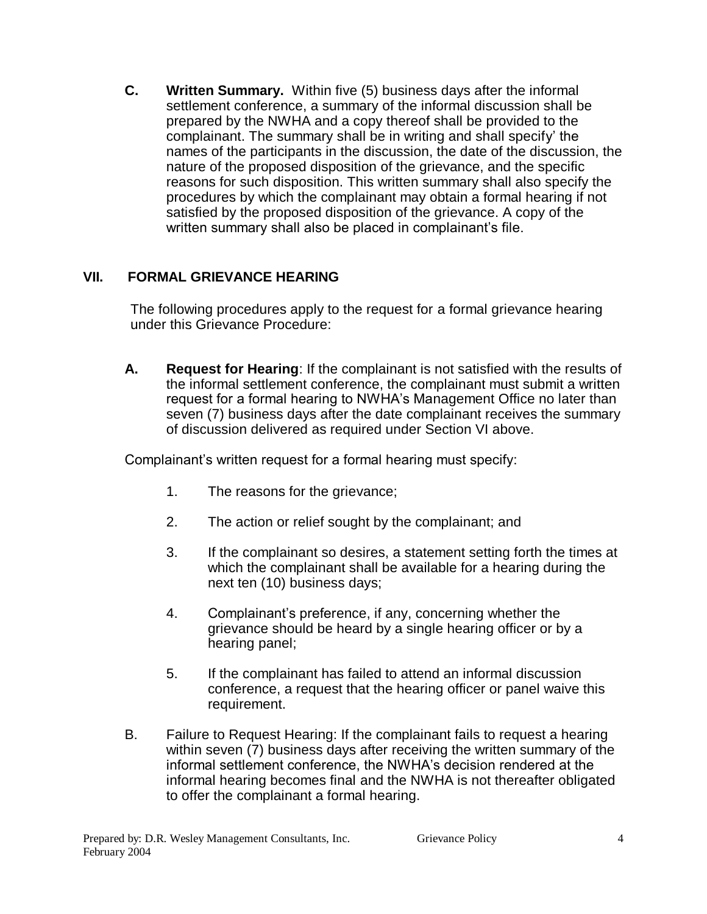**C. Written Summary.** Within five (5) business days after the informal settlement conference, a summary of the informal discussion shall be prepared by the NWHA and a copy thereof shall be provided to the complainant. The summary shall be in writing and shall specify' the names of the participants in the discussion, the date of the discussion, the nature of the proposed disposition of the grievance, and the specific reasons for such disposition. This written summary shall also specify the procedures by which the complainant may obtain a formal hearing if not satisfied by the proposed disposition of the grievance. A copy of the written summary shall also be placed in complainant's file.

## VII. FORMAL GRIEVANCE HEARING

The following procedures apply to the request for a formal grievance hearing under this Grievance Procedure:

**A. Request for Hearing**: If the complainant is not satisfied with the results of the informal settlement conference, the complainant must submit a written request for a formal hearing to NWHA's Management Office no later than seven (7) business days after the date complainant receives the summary of discussion delivered as required under Section VI above.

Complainant's written request for a formal hearing must specify:

1. The reasons for the grievance;
2. The action or relief sought by the complainant; and
3. If the complainant so desires, a statement setting forth the times at which the complainant shall be available for a hearing during the next ten (10) business days;
4. Complainant's preference, if any, concerning whether the grievance should be heard by a single hearing officer or by a hearing panel;
5. If the complainant has failed to attend an informal discussion conference, a request that the hearing officer or panel waive this requirement.

B. Failure to Request Hearing: If the complainant fails to request a hearing within seven (7) business days after receiving the written summary of the informal settlement conference, the NWHA's decision rendered at the informal hearing becomes final and the NWHA is not thereafter obligated to offer the complainant a formal hearing.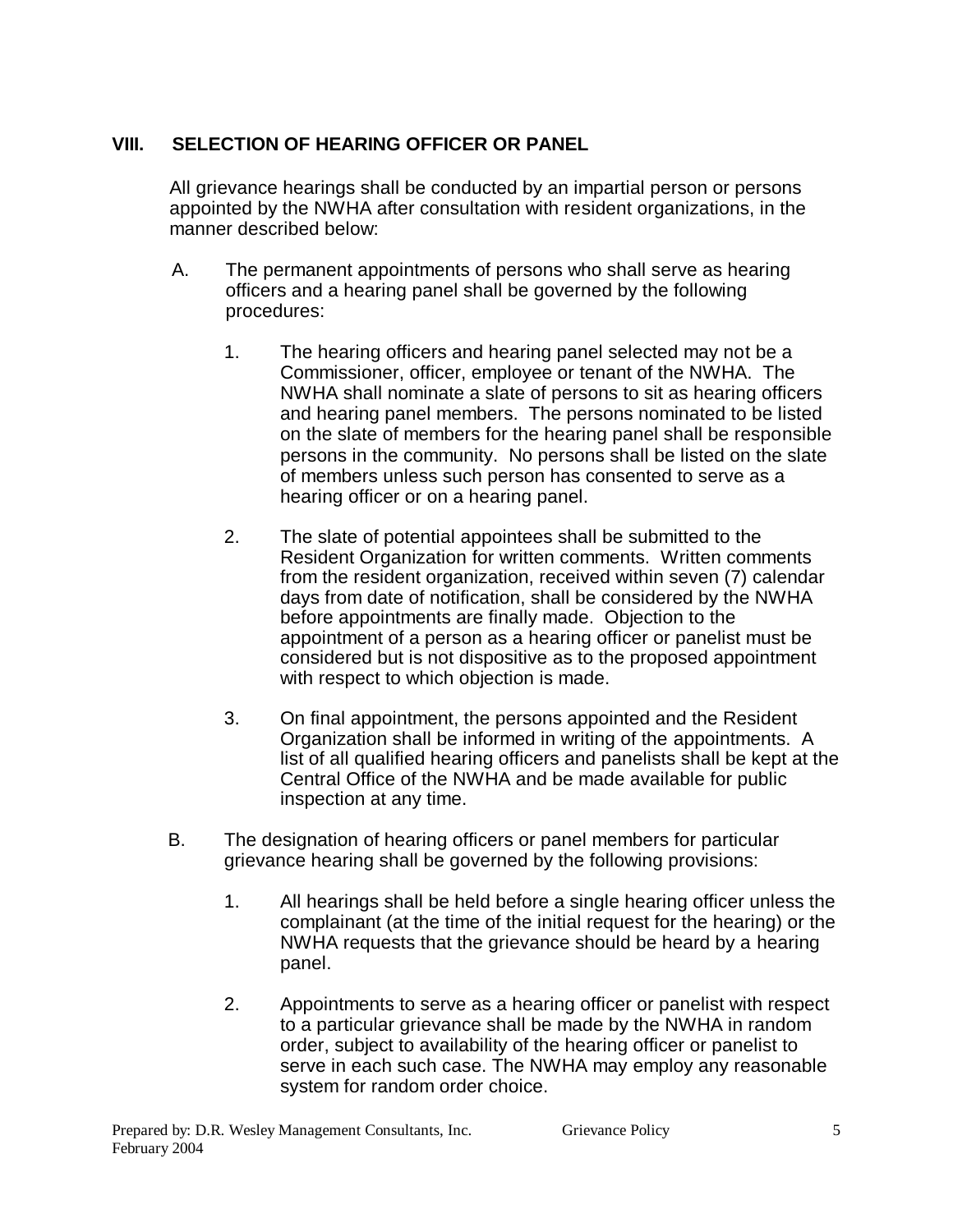## VIII. SELECTION OF HEARING OFFICER OR PANEL

All grievance hearings shall be conducted by an impartial person or persons appointed by the NWHA after consultation with resident organizations, in the manner described below:

A. The permanent appointments of persons who shall serve as hearing officers and a hearing panel shall be governed by the following procedures:

   1. The hearing officers and hearing panel selected may not be a Commissioner, officer, employee or tenant of the NWHA. The NWHA shall nominate a slate of persons to sit as hearing officers and hearing panel members. The persons nominated to be listed on the slate of members for the hearing panel shall be responsible persons in the community. No persons shall be listed on the slate of members unless such person has consented to serve as a hearing officer or on a hearing panel.

   2. The slate of potential appointees shall be submitted to the Resident Organization for written comments. Written comments from the resident organization, received within seven (7) calendar days from date of notification, shall be considered by the NWHA before appointments are finally made. Objection to the appointment of a person as a hearing officer or panelist must be considered but is not dispositive as to the proposed appointment with respect to which objection is made.

   3. On final appointment, the persons appointed and the Resident Organization shall be informed in writing of the appointments. A list of all qualified hearing officers and panelists shall be kept at the Central Office of the NWHA and be made available for public inspection at any time.

B. The designation of hearing officers or panel members for particular grievance hearing shall be governed by the following provisions:

   1. All hearings shall be held before a single hearing officer unless the complainant (at the time of the initial request for the hearing) or the NWHA requests that the grievance should be heard by a hearing panel.

   2. Appointments to serve as a hearing officer or panelist with respect to a particular grievance shall be made by the NWHA in random order, subject to availability of the hearing officer or panelist to serve in each such case. The NWHA may employ any reasonable system for random order choice.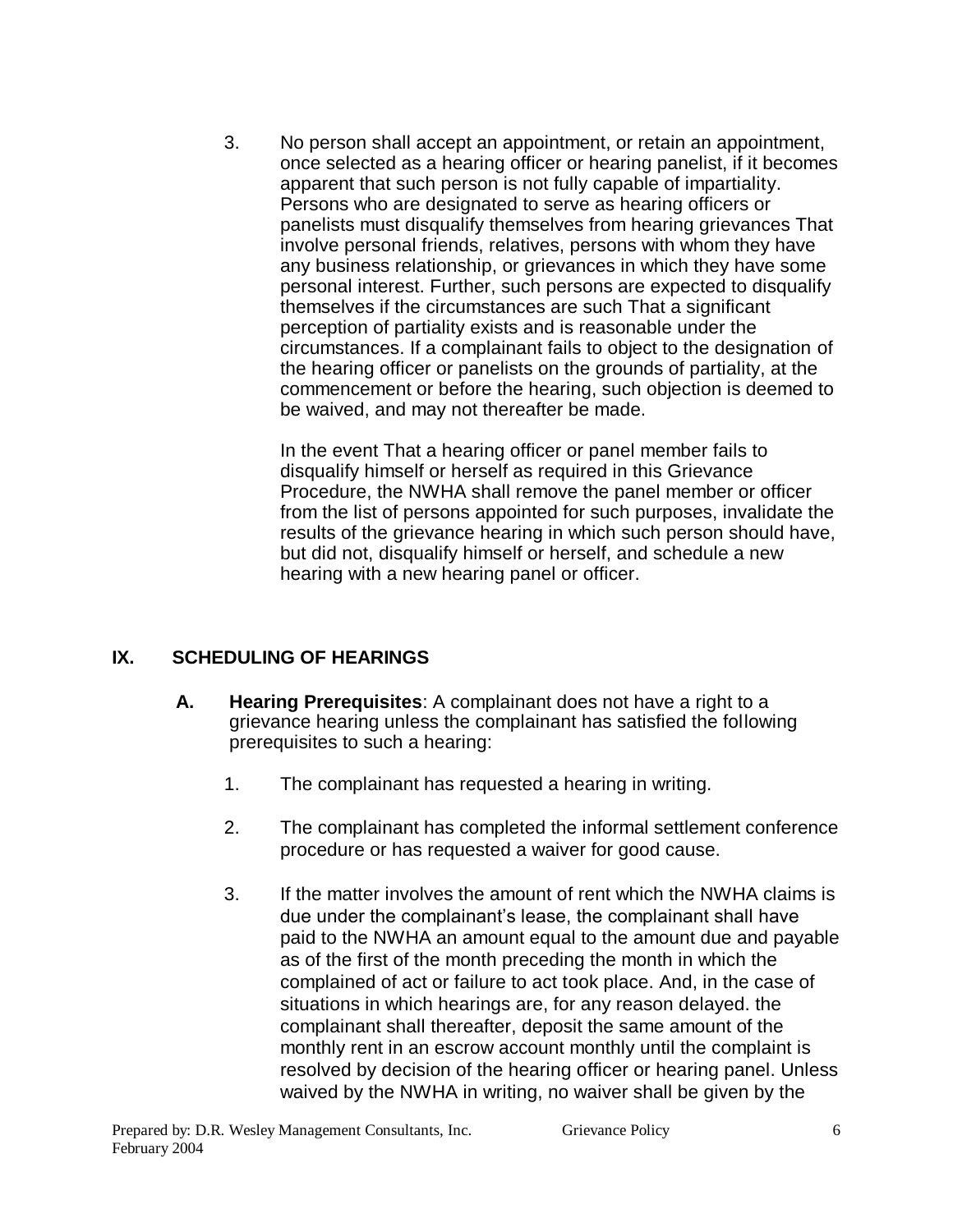3. No person shall accept an appointment, or retain an appointment, once selected as a hearing officer or hearing panelist, if it becomes apparent that such person is not fully capable of impartiality. Persons who are designated to serve as hearing officers or panelists must disqualify themselves from hearing grievances That involve personal friends, relatives, persons with whom they have any business relationship, or grievances in which they have some personal interest. Further, such persons are expected to disqualify themselves if the circumstances are such That a significant perception of partiality exists and is reasonable under the circumstances. If a complainant fails to object to the designation of the hearing officer or panelists on the grounds of partiality, at the commencement or before the hearing, such objection is deemed to be waived, and may not thereafter be made.

   In the event That a hearing officer or panel member fails to disqualify himself or herself as required in this Grievance Procedure, the NWHA shall remove the panel member or officer from the list of persons appointed for such purposes, invalidate the results of the grievance hearing in which such person should have, but did not, disqualify himself or herself, and schedule a new hearing with a new hearing panel or officer.

## IX. SCHEDULING OF HEARINGS

**A. Hearing Prerequisites**: A complainant does not have a right to a grievance hearing unless the complainant has satisfied the following prerequisites to such a hearing:

1. The complainant has requested a hearing in writing.

2. The complainant has completed the informal settlement conference procedure or has requested a waiver for good cause.

3. If the matter involves the amount of rent which the NWHA claims is due under the complainant's lease, the complainant shall have paid to the NWHA an amount equal to the amount due and payable as of the first of the month preceding the month in which the complained of act or failure to act took place. And, in the case of situations in which hearings are, for any reason delayed. the complainant shall thereafter, deposit the same amount of the monthly rent in an escrow account monthly until the complaint is resolved by decision of the hearing officer or hearing panel. Unless waived by the NWHA in writing, no waiver shall be given by the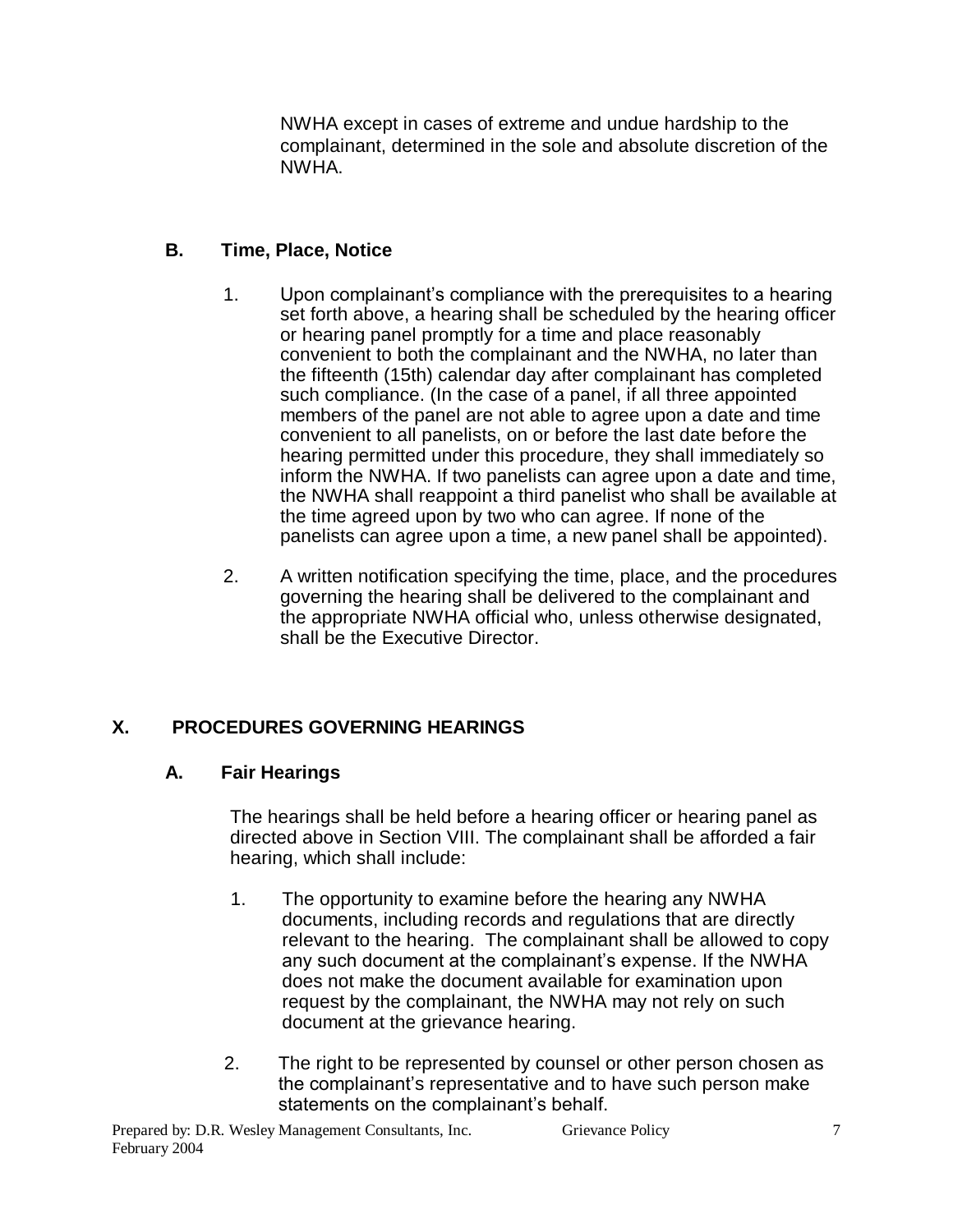NWHA except in cases of extreme and undue hardship to the complainant, determined in the sole and absolute discretion of the NWHA.

### B. Time, Place, Notice

1. Upon complainant's compliance with the prerequisites to a hearing set forth above, a hearing shall be scheduled by the hearing officer or hearing panel promptly for a time and place reasonably convenient to both the complainant and the NWHA, no later than the fifteenth (15th) calendar day after complainant has completed such compliance. (In the case of a panel, if all three appointed members of the panel are not able to agree upon a date and time convenient to all panelists, on or before the last date before the hearing permitted under this procedure, they shall immediately so inform the NWHA. If two panelists can agree upon a date and time, the NWHA shall reappoint a third panelist who shall be available at the time agreed upon by two who can agree. If none of the panelists can agree upon a time, a new panel shall be appointed).

2. A written notification specifying the time, place, and the procedures governing the hearing shall be delivered to the complainant and the appropriate NWHA official who, unless otherwise designated, shall be the Executive Director.

## X. PROCEDURES GOVERNING HEARINGS

### A. Fair Hearings

The hearings shall be held before a hearing officer or hearing panel as directed above in Section VIII. The complainant shall be afforded a fair hearing, which shall include:

1. The opportunity to examine before the hearing any NWHA documents, including records and regulations that are directly relevant to the hearing. The complainant shall be allowed to copy any such document at the complainant's expense. If the NWHA does not make the document available for examination upon request by the complainant, the NWHA may not rely on such document at the grievance hearing.

2. The right to be represented by counsel or other person chosen as the complainant's representative and to have such person make statements on the complainant's behalf.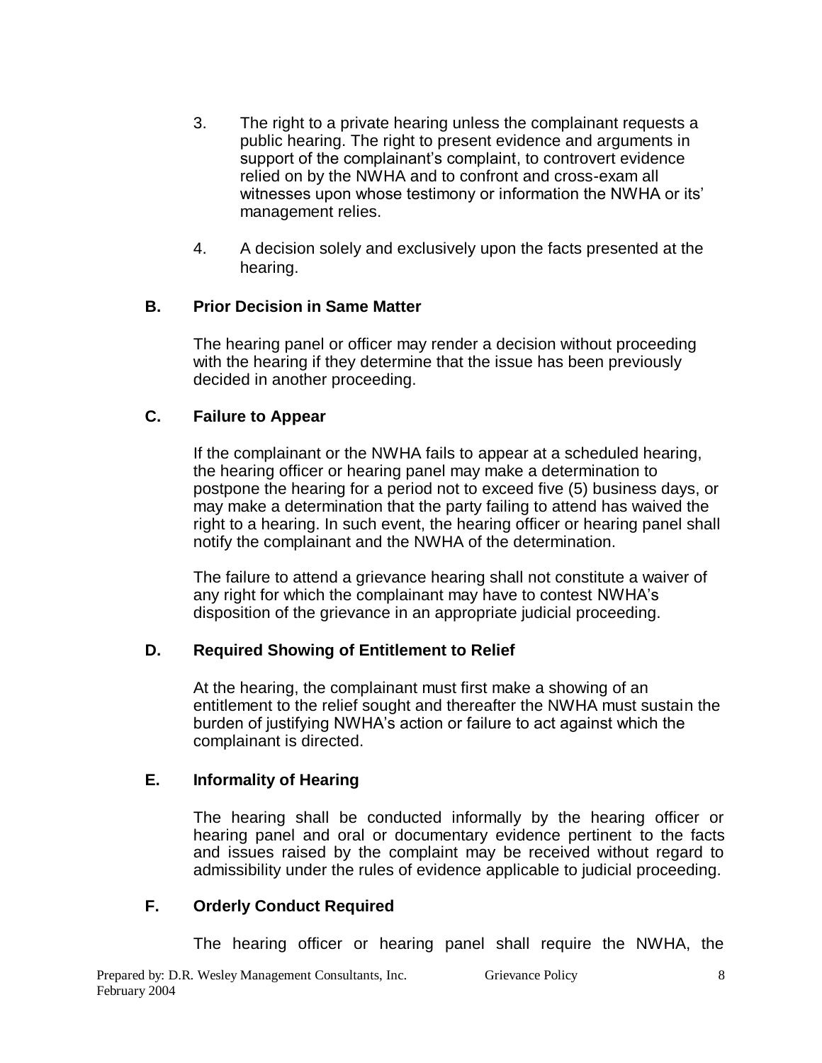3. The right to a private hearing unless the complainant requests a public hearing. The right to present evidence and arguments in support of the complainant's complaint, to controvert evidence relied on by the NWHA and to confront and cross-exam all witnesses upon whose testimony or information the NWHA or its' management relies.

4. A decision solely and exclusively upon the facts presented at the hearing.

### B. Prior Decision in Same Matter

The hearing panel or officer may render a decision without proceeding with the hearing if they determine that the issue has been previously decided in another proceeding.

### C. Failure to Appear

If the complainant or the NWHA fails to appear at a scheduled hearing, the hearing officer or hearing panel may make a determination to postpone the hearing for a period not to exceed five (5) business days, or may make a determination that the party failing to attend has waived the right to a hearing. In such event, the hearing officer or hearing panel shall notify the complainant and the NWHA of the determination.

The failure to attend a grievance hearing shall not constitute a waiver of any right for which the complainant may have to contest NWHA's disposition of the grievance in an appropriate judicial proceeding.

### D. Required Showing of Entitlement to Relief

At the hearing, the complainant must first make a showing of an entitlement to the relief sought and thereafter the NWHA must sustain the burden of justifying NWHA's action or failure to act against which the complainant is directed.

### E. Informality of Hearing

The hearing shall be conducted informally by the hearing officer or hearing panel and oral or documentary evidence pertinent to the facts and issues raised by the complaint may be received without regard to admissibility under the rules of evidence applicable to judicial proceeding.

### F. Orderly Conduct Required

The hearing officer or hearing panel shall require the NWHA, the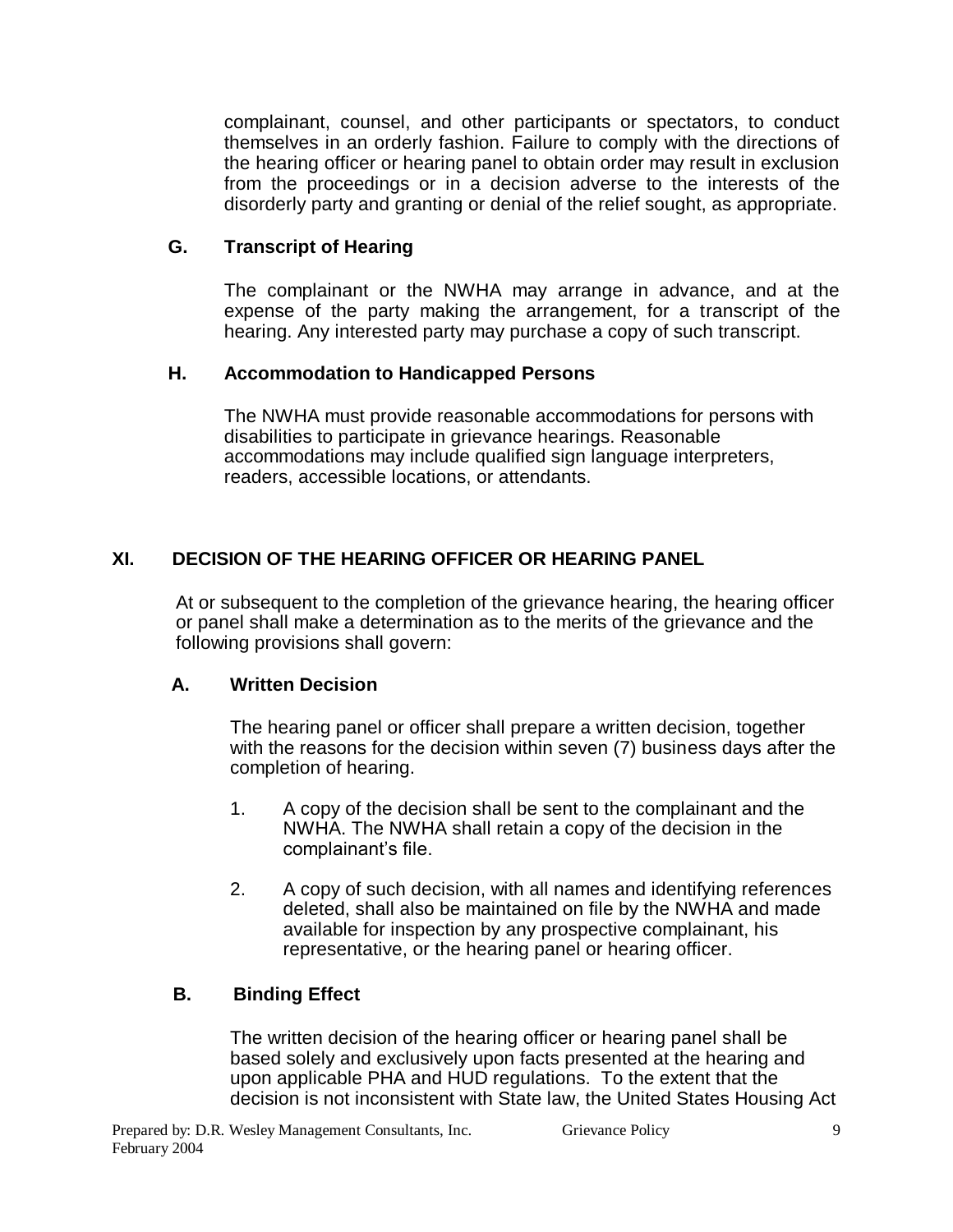complainant, counsel, and other participants or spectators, to conduct themselves in an orderly fashion. Failure to comply with the directions of the hearing officer or hearing panel to obtain order may result in exclusion from the proceedings or in a decision adverse to the interests of the disorderly party and granting or denial of the relief sought, as appropriate.

### G. Transcript of Hearing

The complainant or the NWHA may arrange in advance, and at the expense of the party making the arrangement, for a transcript of the hearing. Any interested party may purchase a copy of such transcript.

### H. Accommodation to Handicapped Persons

The NWHA must provide reasonable accommodations for persons with disabilities to participate in grievance hearings. Reasonable accommodations may include qualified sign language interpreters, readers, accessible locations, or attendants.

## XI. DECISION OF THE HEARING OFFICER OR HEARING PANEL

At or subsequent to the completion of the grievance hearing, the hearing officer or panel shall make a determination as to the merits of the grievance and the following provisions shall govern:

### A. Written Decision

The hearing panel or officer shall prepare a written decision, together with the reasons for the decision within seven (7) business days after the completion of hearing.

1. A copy of the decision shall be sent to the complainant and the NWHA. The NWHA shall retain a copy of the decision in the complainant's file.
2. A copy of such decision, with all names and identifying references deleted, shall also be maintained on file by the NWHA and made available for inspection by any prospective complainant, his representative, or the hearing panel or hearing officer.

### B. Binding Effect

The written decision of the hearing officer or hearing panel shall be based solely and exclusively upon facts presented at the hearing and upon applicable PHA and HUD regulations. To the extent that the decision is not inconsistent with State law, the United States Housing Act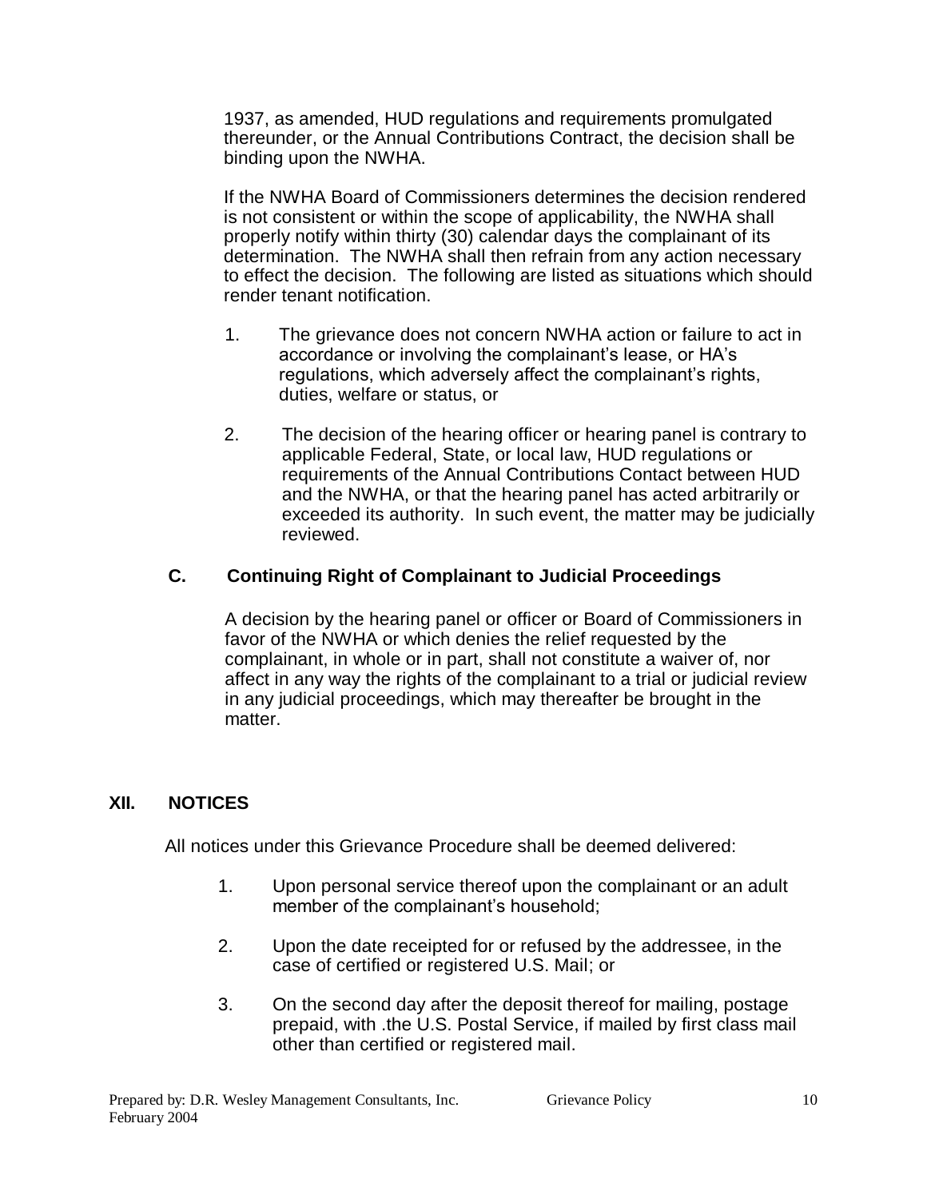1937, as amended, HUD regulations and requirements promulgated thereunder, or the Annual Contributions Contract, the decision shall be binding upon the NWHA.

If the NWHA Board of Commissioners determines the decision rendered is not consistent or within the scope of applicability, the NWHA shall properly notify within thirty (30) calendar days the complainant of its determination. The NWHA shall then refrain from any action necessary to effect the decision. The following are listed as situations which should render tenant notification.

1. The grievance does not concern NWHA action or failure to act in accordance or involving the complainant's lease, or HA's regulations, which adversely affect the complainant's rights, duties, welfare or status, or

2. The decision of the hearing officer or hearing panel is contrary to applicable Federal, State, or local law, HUD regulations or requirements of the Annual Contributions Contact between HUD and the NWHA, or that the hearing panel has acted arbitrarily or exceeded its authority. In such event, the matter may be judicially reviewed.

### C. Continuing Right of Complainant to Judicial Proceedings

A decision by the hearing panel or officer or Board of Commissioners in favor of the NWHA or which denies the relief requested by the complainant, in whole or in part, shall not constitute a waiver of, nor affect in any way the rights of the complainant to a trial or judicial review in any judicial proceedings, which may thereafter be brought in the matter.

## XII. NOTICES

All notices under this Grievance Procedure shall be deemed delivered:

1. Upon personal service thereof upon the complainant or an adult member of the complainant's household;

2. Upon the date receipted for or refused by the addressee, in the case of certified or registered U.S. Mail; or

3. On the second day after the deposit thereof for mailing, postage prepaid, with .the U.S. Postal Service, if mailed by first class mail other than certified or registered mail.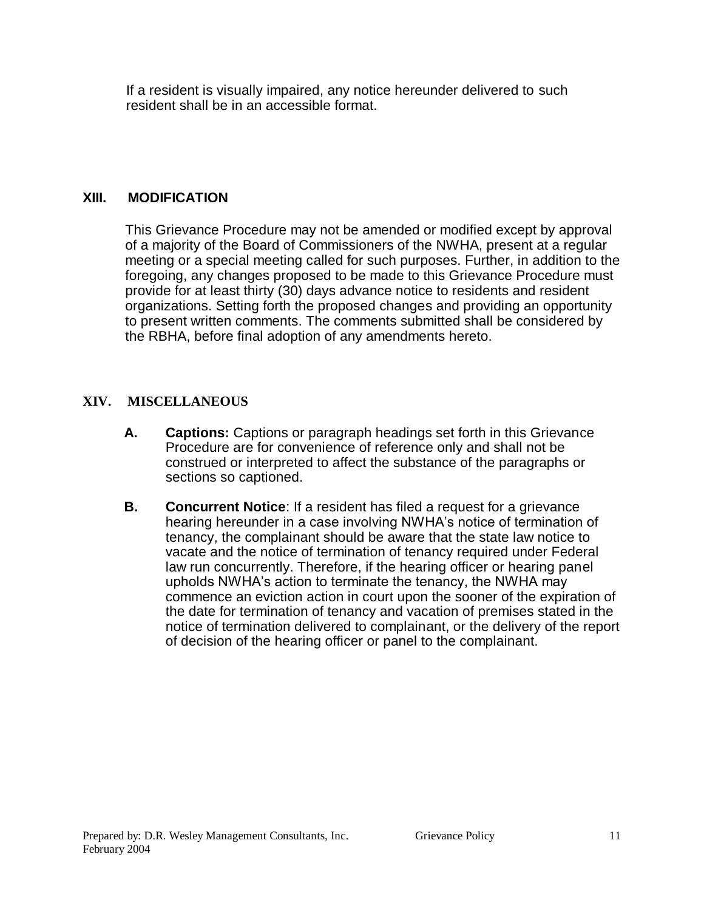If a resident is visually impaired, any notice hereunder delivered to such resident shall be in an accessible format.

## XIII. MODIFICATION

This Grievance Procedure may not be amended or modified except by approval of a majority of the Board of Commissioners of the NWHA, present at a regular meeting or a special meeting called for such purposes. Further, in addition to the foregoing, any changes proposed to be made to this Grievance Procedure must provide for at least thirty (30) days advance notice to residents and resident organizations. Setting forth the proposed changes and providing an opportunity to present written comments. The comments submitted shall be considered by the RBHA, before final adoption of any amendments hereto.

## XIV. MISCELLANEOUS

**A. Captions:** Captions or paragraph headings set forth in this Grievance Procedure are for convenience of reference only and shall not be construed or interpreted to affect the substance of the paragraphs or sections so captioned.

**B. Concurrent Notice**: If a resident has filed a request for a grievance hearing hereunder in a case involving NWHA's notice of termination of tenancy, the complainant should be aware that the state law notice to vacate and the notice of termination of tenancy required under Federal law run concurrently. Therefore, if the hearing officer or hearing panel upholds NWHA's action to terminate the tenancy, the NWHA may commence an eviction action in court upon the sooner of the expiration of the date for termination of tenancy and vacation of premises stated in the notice of termination delivered to complainant, or the delivery of the report of decision of the hearing officer or panel to the complainant.